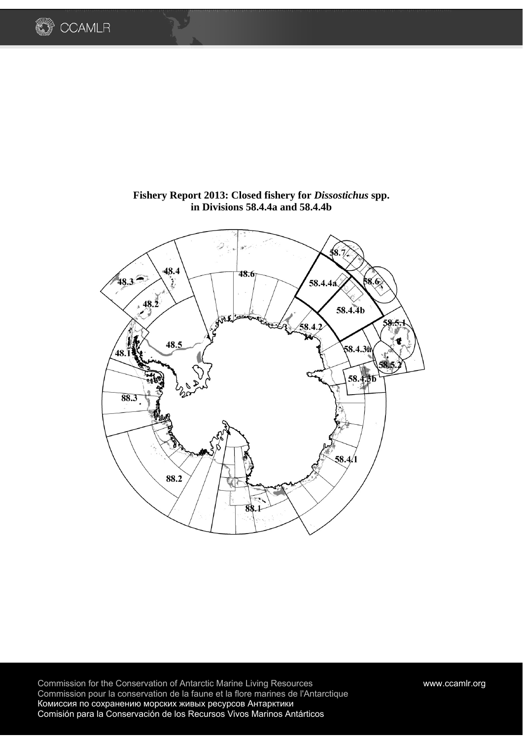# Fishery Report 2013: Closed fishery for *Dissostichus* spp. in Divisions 58.4.4a and 58.4.4b

Commission for the Conservation of Antarctic Marine Living Resources
Commission pour la conservation de la faune et la flore marines de l'Antarctique
Комиссия по сохранению морских живых ресурсов Антарктики
Comisión para la Conservación de los Recursos Vivos Marinos Antárticos

www.ccamlr.org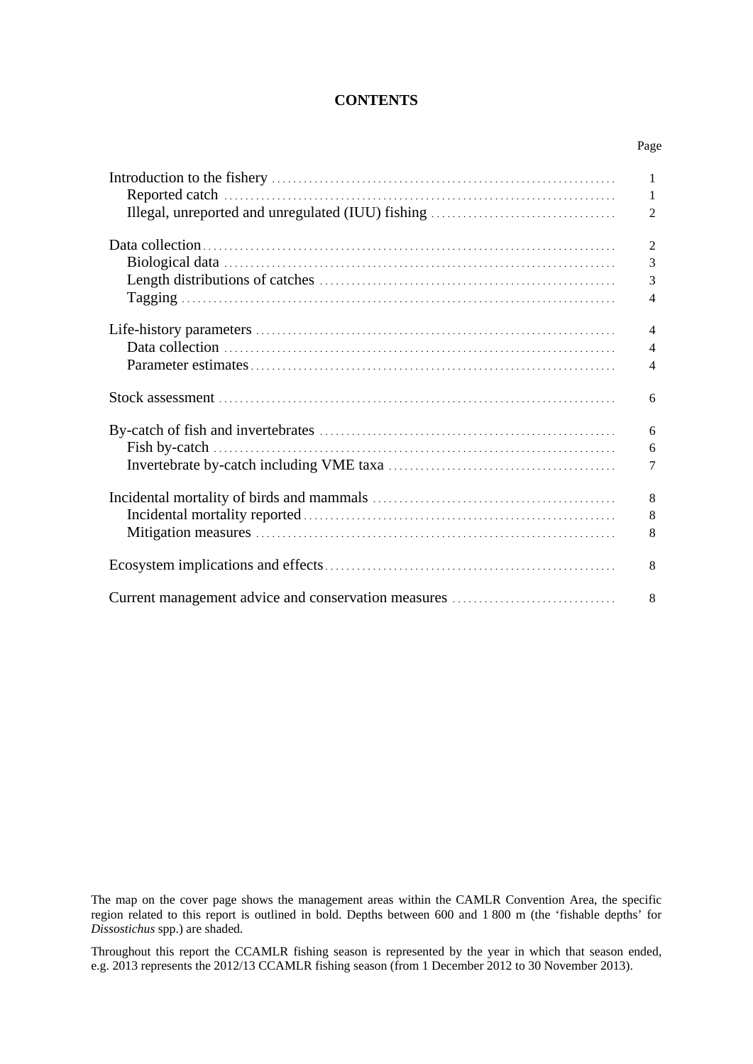# CONTENTS

| | Page |
|---|---|
| Introduction to the fishery | 1 |
| Reported catch | 1 |
| Illegal, unreported and unregulated (IUU) fishing | 2 |
| Data collection | 2 |
| Biological data | 3 |
| Length distributions of catches | 3 |
| Tagging | 4 |
| Life-history parameters | 4 |
| Data collection | 4 |
| Parameter estimates | 4 |
| Stock assessment | 6 |
| By-catch of fish and invertebrates | 6 |
| Fish by-catch | 6 |
| Invertebrate by-catch including VME taxa | 7 |
| Incidental mortality of birds and mammals | 8 |
| Incidental mortality reported | 8 |
| Mitigation measures | 8 |
| Ecosystem implications and effects | 8 |
| Current management advice and conservation measures | 8 |

The map on the cover page shows the management areas within the CAMLR Convention Area, the specific region related to this report is outlined in bold. Depths between 600 and 1 800 m (the 'fishable depths' for *Dissostichus* spp.) are shaded.

Throughout this report the CCAMLR fishing season is represented by the year in which that season ended, e.g. 2013 represents the 2012/13 CCAMLR fishing season (from 1 December 2012 to 30 November 2013).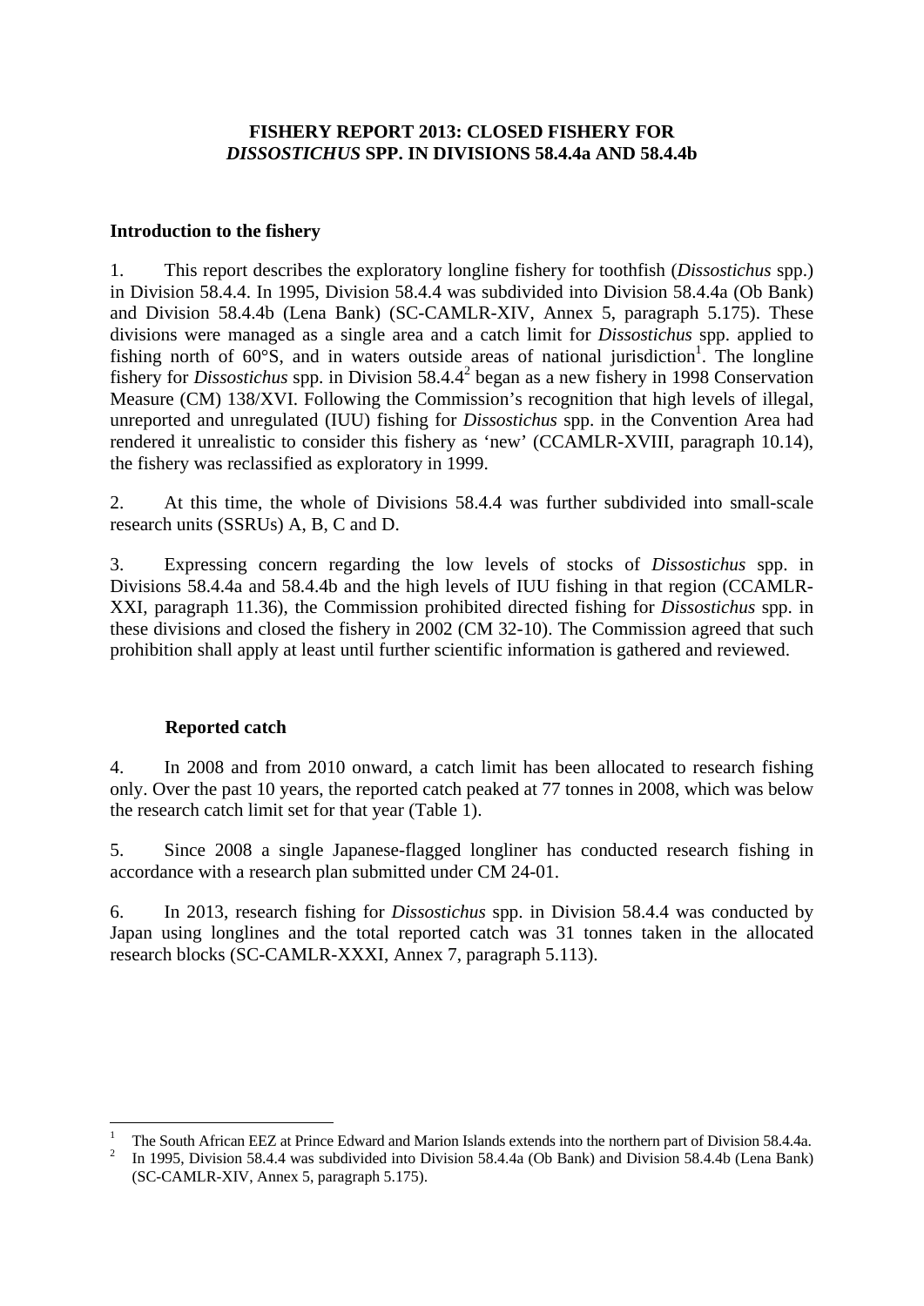**FISHERY REPORT 2013: CLOSED FISHERY FOR *DISSOSTICHUS* SPP. IN DIVISIONS 58.4.4a AND 58.4.4b**

## Introduction to the fishery

1. This report describes the exploratory longline fishery for toothfish (*Dissostichus* spp.) in Division 58.4.4. In 1995, Division 58.4.4 was subdivided into Division 58.4.4a (Ob Bank) and Division 58.4.4b (Lena Bank) (SC-CAMLR-XIV, Annex 5, paragraph 5.175). These divisions were managed as a single area and a catch limit for *Dissostichus* spp. applied to fishing north of 60°S, and in waters outside areas of national jurisdiction[1]. The longline fishery for *Dissostichus* spp. in Division 58.4.4[2] began as a new fishery in 1998 Conservation Measure (CM) 138/XVI. Following the Commission's recognition that high levels of illegal, unreported and unregulated (IUU) fishing for *Dissostichus* spp. in the Convention Area had rendered it unrealistic to consider this fishery as 'new' (CCAMLR-XVIII, paragraph 10.14), the fishery was reclassified as exploratory in 1999.

2. At this time, the whole of Divisions 58.4.4 was further subdivided into small-scale research units (SSRUs) A, B, C and D.

3. Expressing concern regarding the low levels of stocks of *Dissostichus* spp. in Divisions 58.4.4a and 58.4.4b and the high levels of IUU fishing in that region (CCAMLR-XXI, paragraph 11.36), the Commission prohibited directed fishing for *Dissostichus* spp. in these divisions and closed the fishery in 2002 (CM 32-10). The Commission agreed that such prohibition shall apply at least until further scientific information is gathered and reviewed.

### Reported catch

4. In 2008 and from 2010 onward, a catch limit has been allocated to research fishing only. Over the past 10 years, the reported catch peaked at 77 tonnes in 2008, which was below the research catch limit set for that year (Table 1).

5. Since 2008 a single Japanese-flagged longliner has conducted research fishing in accordance with a research plan submitted under CM 24-01.

6. In 2013, research fishing for *Dissostichus* spp. in Division 58.4.4 was conducted by Japan using longlines and the total reported catch was 31 tonnes taken in the allocated research blocks (SC-CAMLR-XXXI, Annex 7, paragraph 5.113).

---

[1] The South African EEZ at Prince Edward and Marion Islands extends into the northern part of Division 58.4.4a.

[2] In 1995, Division 58.4.4 was subdivided into Division 58.4.4a (Ob Bank) and Division 58.4.4b (Lena Bank) (SC-CAMLR-XIV, Annex 5, paragraph 5.175).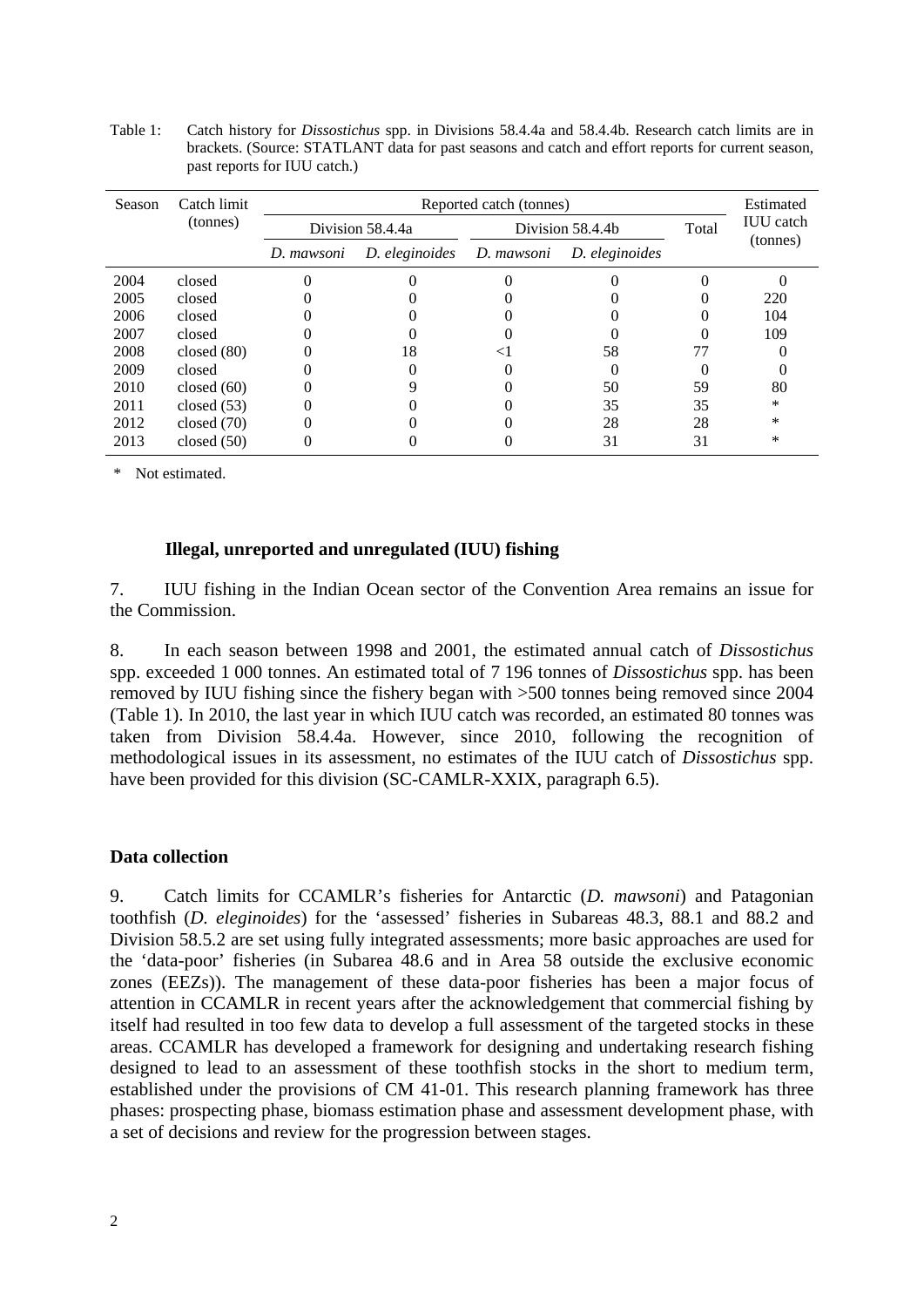Table 1: Catch history for *Dissostichus* spp. in Divisions 58.4.4a and 58.4.4b. Research catch limits are in brackets. (Source: STATLANT data for past seasons and catch and effort reports for current season, past reports for IUU catch.)

| Season | Catch limit (tonnes) | Reported catch (tonnes) | | | | | Estimated IUU catch (tonnes) |
|---|---|---|---|---|---|---|---|
| | | Division 58.4.4a | | Division 58.4.4b | | Total | |
| | | *D. mawsoni* | *D. eleginoides* | *D. mawsoni* | *D. eleginoides* | | |
| 2004 | closed | 0 | 0 | 0 | 0 | 0 | 0 |
| 2005 | closed | 0 | 0 | 0 | 0 | 0 | 220 |
| 2006 | closed | 0 | 0 | 0 | 0 | 0 | 104 |
| 2007 | closed | 0 | 0 | 0 | 0 | 0 | 109 |
| 2008 | closed (80) | 0 | 18 | <1 | 58 | 77 | 0 |
| 2009 | closed | 0 | 0 | 0 | 0 | 0 | 0 |
| 2010 | closed (60) | 0 | 9 | 0 | 50 | 59 | 80 |
| 2011 | closed (53) | 0 | 0 | 0 | 35 | 35 | * |
| 2012 | closed (70) | 0 | 0 | 0 | 28 | 28 | * |
| 2013 | closed (50) | 0 | 0 | 0 | 31 | 31 | * |

\* Not estimated.

### Illegal, unreported and unregulated (IUU) fishing

7. IUU fishing in the Indian Ocean sector of the Convention Area remains an issue for the Commission.

8. In each season between 1998 and 2001, the estimated annual catch of *Dissostichus* spp. exceeded 1 000 tonnes. An estimated total of 7 196 tonnes of *Dissostichus* spp. has been removed by IUU fishing since the fishery began with >500 tonnes being removed since 2004 (Table 1). In 2010, the last year in which IUU catch was recorded, an estimated 80 tonnes was taken from Division 58.4.4a. However, since 2010, following the recognition of methodological issues in its assessment, no estimates of the IUU catch of *Dissostichus* spp. have been provided for this division (SC-CAMLR-XXIX, paragraph 6.5).

## Data collection

9. Catch limits for CCAMLR's fisheries for Antarctic (*D. mawsoni*) and Patagonian toothfish (*D. eleginoides*) for the 'assessed' fisheries in Subareas 48.3, 88.1 and 88.2 and Division 58.5.2 are set using fully integrated assessments; more basic approaches are used for the 'data-poor' fisheries (in Subarea 48.6 and in Area 58 outside the exclusive economic zones (EEZs)). The management of these data-poor fisheries has been a major focus of attention in CCAMLR in recent years after the acknowledgement that commercial fishing by itself had resulted in too few data to develop a full assessment of the targeted stocks in these areas. CCAMLR has developed a framework for designing and undertaking research fishing designed to lead to an assessment of these toothfish stocks in the short to medium term, established under the provisions of CM 41-01. This research planning framework has three phases: prospecting phase, biomass estimation phase and assessment development phase, with a set of decisions and review for the progression between stages.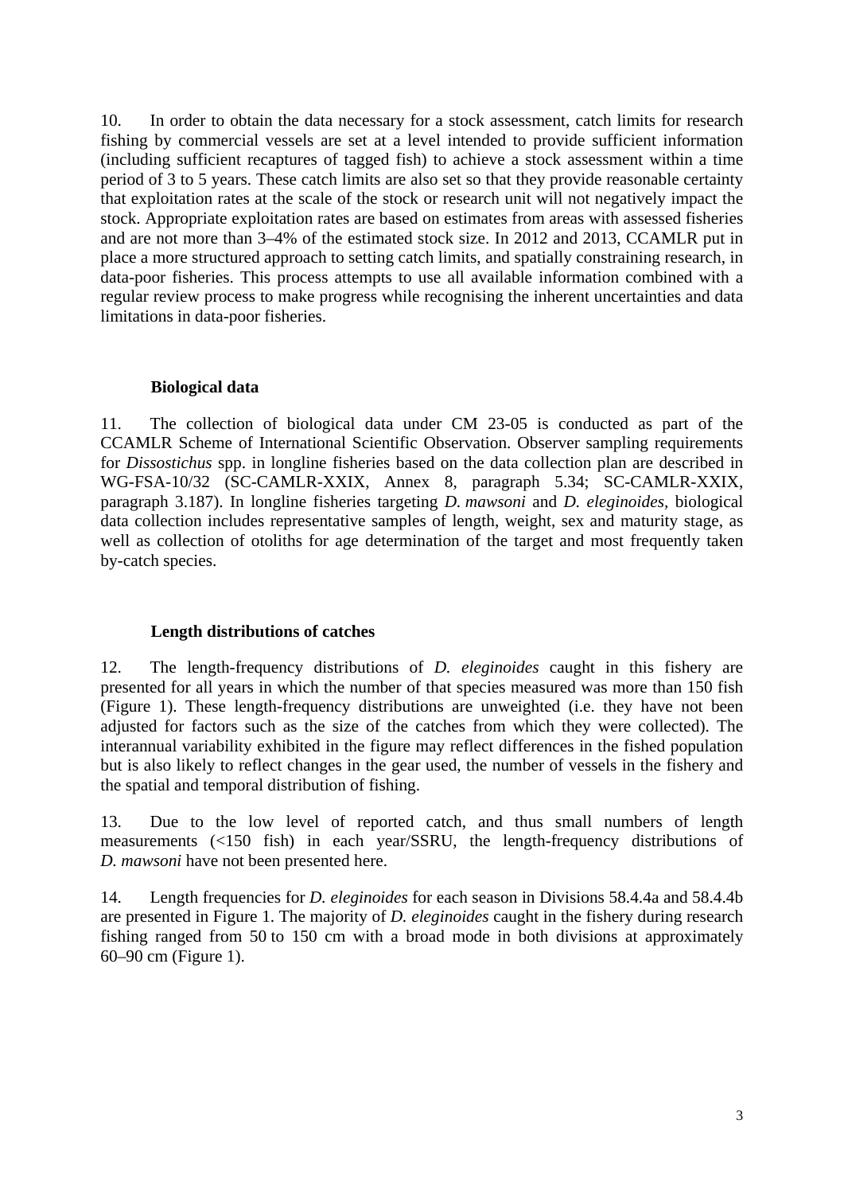10. In order to obtain the data necessary for a stock assessment, catch limits for research fishing by commercial vessels are set at a level intended to provide sufficient information (including sufficient recaptures of tagged fish) to achieve a stock assessment within a time period of 3 to 5 years. These catch limits are also set so that they provide reasonable certainty that exploitation rates at the scale of the stock or research unit will not negatively impact the stock. Appropriate exploitation rates are based on estimates from areas with assessed fisheries and are not more than 3–4% of the estimated stock size. In 2012 and 2013, CCAMLR put in place a more structured approach to setting catch limits, and spatially constraining research, in data-poor fisheries. This process attempts to use all available information combined with a regular review process to make progress while recognising the inherent uncertainties and data limitations in data-poor fisheries.

### Biological data

11. The collection of biological data under CM 23-05 is conducted as part of the CCAMLR Scheme of International Scientific Observation. Observer sampling requirements for *Dissostichus* spp. in longline fisheries based on the data collection plan are described in WG-FSA-10/32 (SC-CAMLR-XXIX, Annex 8, paragraph 5.34; SC-CAMLR-XXIX, paragraph 3.187). In longline fisheries targeting *D. mawsoni* and *D. eleginoides*, biological data collection includes representative samples of length, weight, sex and maturity stage, as well as collection of otoliths for age determination of the target and most frequently taken by-catch species.

### Length distributions of catches

12. The length-frequency distributions of *D. eleginoides* caught in this fishery are presented for all years in which the number of that species measured was more than 150 fish (Figure 1). These length-frequency distributions are unweighted (i.e. they have not been adjusted for factors such as the size of the catches from which they were collected). The interannual variability exhibited in the figure may reflect differences in the fished population but is also likely to reflect changes in the gear used, the number of vessels in the fishery and the spatial and temporal distribution of fishing.

13. Due to the low level of reported catch, and thus small numbers of length measurements (<150 fish) in each year/SSRU, the length-frequency distributions of *D. mawsoni* have not been presented here.

14. Length frequencies for *D. eleginoides* for each season in Divisions 58.4.4a and 58.4.4b are presented in Figure 1. The majority of *D. eleginoides* caught in the fishery during research fishing ranged from 50 to 150 cm with a broad mode in both divisions at approximately 60–90 cm (Figure 1).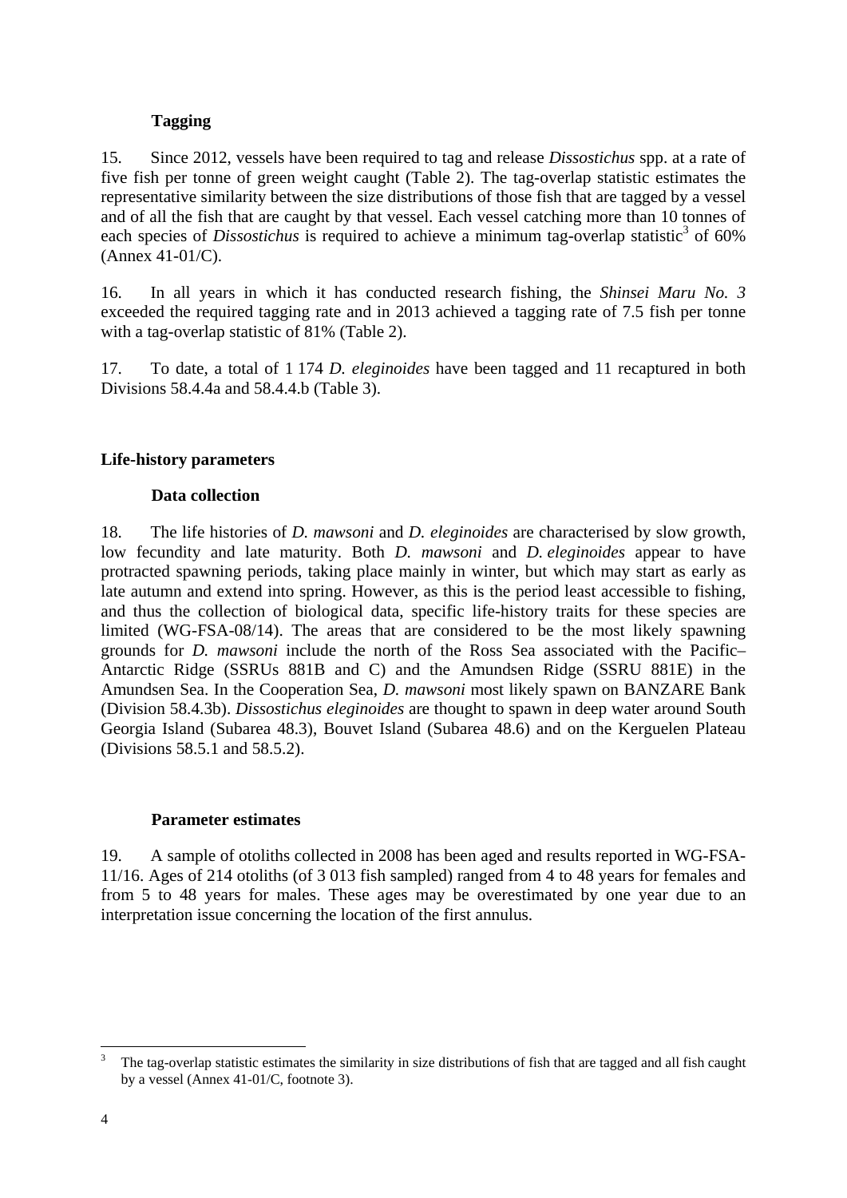### Tagging

15. Since 2012, vessels have been required to tag and release *Dissostichus* spp. at a rate of five fish per tonne of green weight caught (Table 2). The tag-overlap statistic estimates the representative similarity between the size distributions of those fish that are tagged by a vessel and of all the fish that are caught by that vessel. Each vessel catching more than 10 tonnes of each species of *Dissostichus* is required to achieve a minimum tag-overlap statistic[3] of 60% (Annex 41-01/C).

16. In all years in which it has conducted research fishing, the *Shinsei Maru No. 3* exceeded the required tagging rate and in 2013 achieved a tagging rate of 7.5 fish per tonne with a tag-overlap statistic of 81% (Table 2).

17. To date, a total of 1 174 *D. eleginoides* have been tagged and 11 recaptured in both Divisions 58.4.4a and 58.4.4.b (Table 3).

## Life-history parameters

### Data collection

18. The life histories of *D. mawsoni* and *D. eleginoides* are characterised by slow growth, low fecundity and late maturity. Both *D. mawsoni* and *D. eleginoides* appear to have protracted spawning periods, taking place mainly in winter, but which may start as early as late autumn and extend into spring. However, as this is the period least accessible to fishing, and thus the collection of biological data, specific life-history traits for these species are limited (WG-FSA-08/14). The areas that are considered to be the most likely spawning grounds for *D. mawsoni* include the north of the Ross Sea associated with the Pacific–Antarctic Ridge (SSRUs 881B and C) and the Amundsen Ridge (SSRU 881E) in the Amundsen Sea. In the Cooperation Sea, *D. mawsoni* most likely spawn on BANZARE Bank (Division 58.4.3b). *Dissostichus eleginoides* are thought to spawn in deep water around South Georgia Island (Subarea 48.3), Bouvet Island (Subarea 48.6) and on the Kerguelen Plateau (Divisions 58.5.1 and 58.5.2).

### Parameter estimates

19. A sample of otoliths collected in 2008 has been aged and results reported in WG-FSA-11/16. Ages of 214 otoliths (of 3 013 fish sampled) ranged from 4 to 48 years for females and from 5 to 48 years for males. These ages may be overestimated by one year due to an interpretation issue concerning the location of the first annulus.

---

[3] The tag-overlap statistic estimates the similarity in size distributions of fish that are tagged and all fish caught by a vessel (Annex 41-01/C, footnote 3).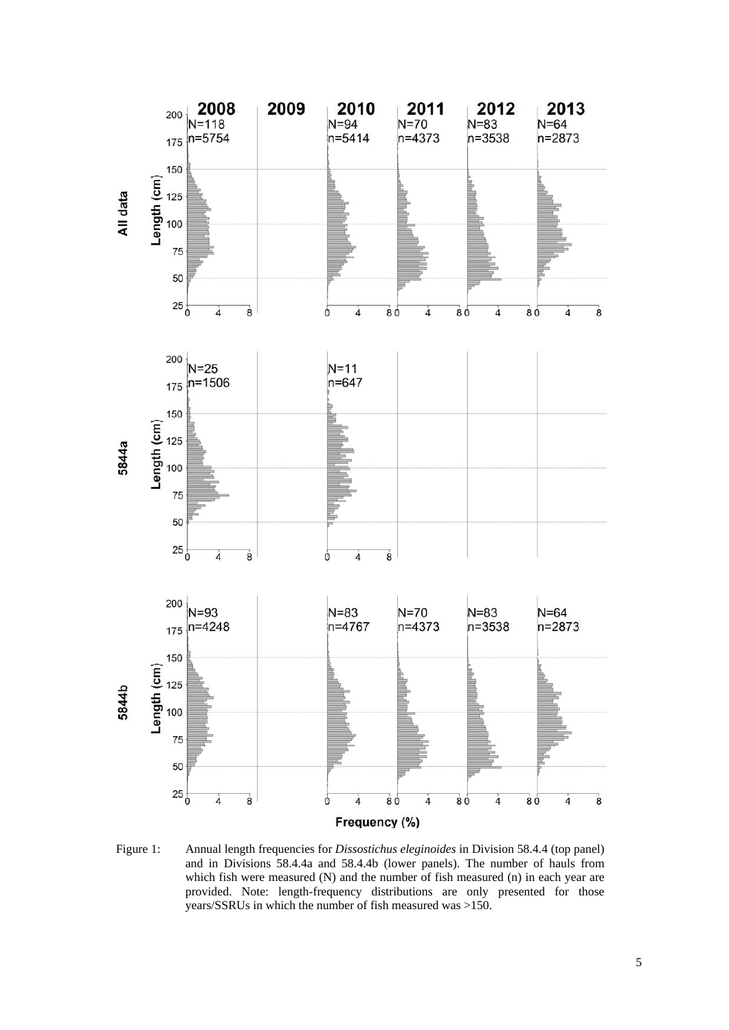Figure 1: Annual length frequencies for *Dissostichus eleginoides* in Division 58.4.4 (top panel) and in Divisions 58.4.4a and 58.4.4b (lower panels). The number of hauls from which fish were measured (N) and the number of fish measured (n) in each year are provided. Note: length-frequency distributions are only presented for those years/SSRUs in which the number of fish measured was >150.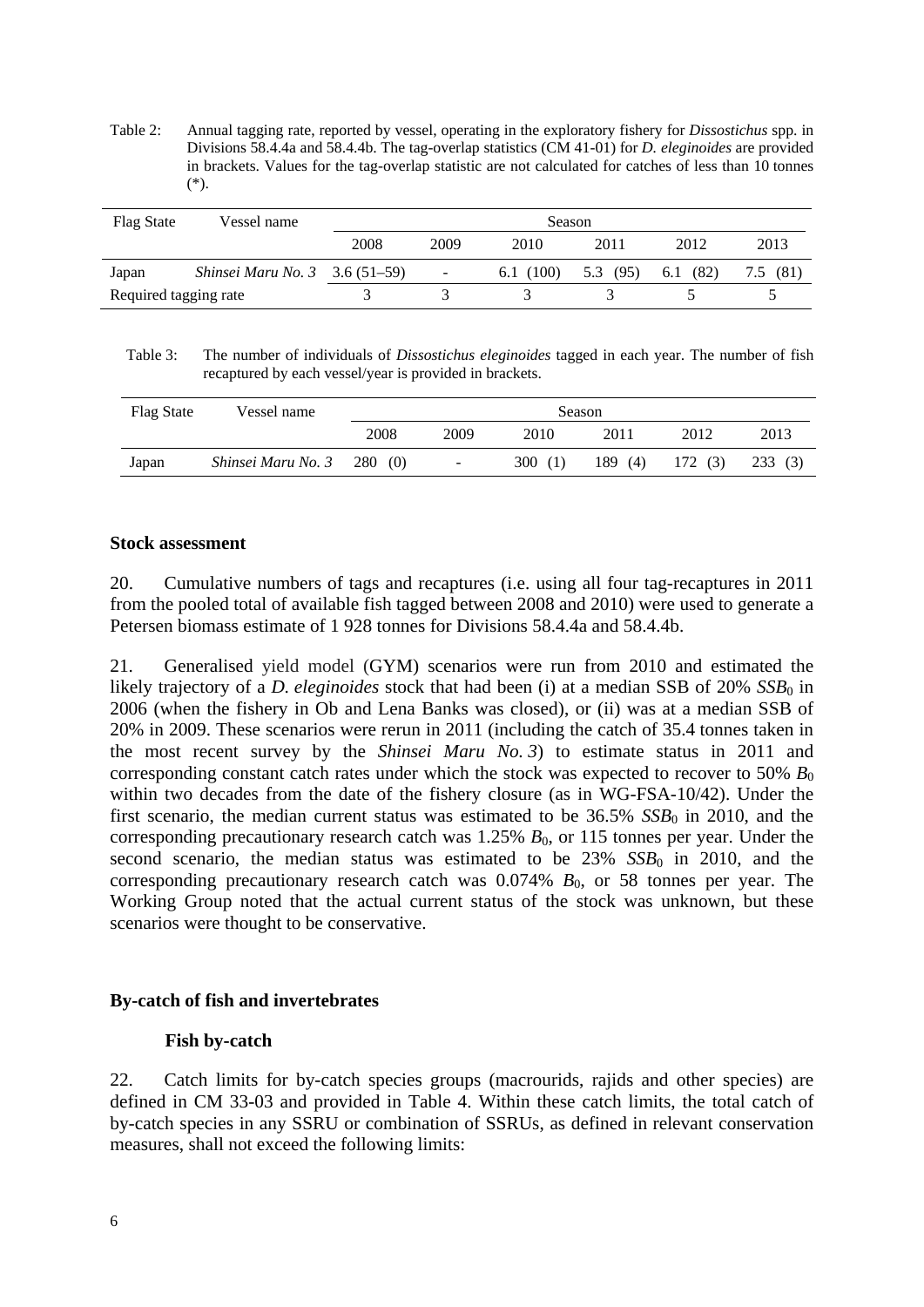Table 2: Annual tagging rate, reported by vessel, operating in the exploratory fishery for *Dissostichus* spp. in Divisions 58.4.4a and 58.4.4b. The tag-overlap statistics (CM 41-01) for *D. eleginoides* are provided in brackets. Values for the tag-overlap statistic are not calculated for catches of less than 10 tonnes (*).

| Flag State | Vessel name | Season | | | | | |
|---|---|---|---|---|---|---|---|
| | | 2008 | 2009 | 2010 | 2011 | 2012 | 2013 |
| Japan | *Shinsei Maru No. 3* | 3.6 (51–59) | - | 6.1 (100) | 5.3 (95) | 6.1 (82) | 7.5 (81) |
| Required tagging rate | | 3 | 3 | 3 | 3 | 5 | 5 |

Table 3: The number of individuals of *Dissostichus eleginoides* tagged in each year. The number of fish recaptured by each vessel/year is provided in brackets.

| Flag State | Vessel name | Season | | | | | |
|---|---|---|---|---|---|---|---|
| | | 2008 | 2009 | 2010 | 2011 | 2012 | 2013 |
| Japan | *Shinsei Maru No. 3* | 280 (0) | - | 300 (1) | 189 (4) | 172 (3) | 233 (3) |

## Stock assessment

20. Cumulative numbers of tags and recaptures (i.e. using all four tag-recaptures in 2011 from the pooled total of available fish tagged between 2008 and 2010) were used to generate a Petersen biomass estimate of 1 928 tonnes for Divisions 58.4.4a and 58.4.4b.

21. Generalised yield model (GYM) scenarios were run from 2010 and estimated the likely trajectory of a *D. eleginoides* stock that had been (i) at a median SSB of 20% $SSB_0$ in 2006 (when the fishery in Ob and Lena Banks was closed), or (ii) was at a median SSB of 20% in 2009. These scenarios were rerun in 2011 (including the catch of 35.4 tonnes taken in the most recent survey by the *Shinsei Maru No. 3*) to estimate status in 2011 and corresponding constant catch rates under which the stock was expected to recover to 50% $B_0$ within two decades from the date of the fishery closure (as in WG-FSA-10/42). Under the first scenario, the median current status was estimated to be 36.5% $SSB_0$ in 2010, and the corresponding precautionary research catch was 1.25% $B_0$, or 115 tonnes per year. Under the second scenario, the median status was estimated to be 23% $SSB_0$ in 2010, and the corresponding precautionary research catch was 0.074% $B_0$, or 58 tonnes per year. The Working Group noted that the actual current status of the stock was unknown, but these scenarios were thought to be conservative.

## By-catch of fish and invertebrates

### Fish by-catch

22. Catch limits for by-catch species groups (macrourids, rajids and other species) are defined in CM 33-03 and provided in Table 4. Within these catch limits, the total catch of by-catch species in any SSRU or combination of SSRUs, as defined in relevant conservation measures, shall not exceed the following limits: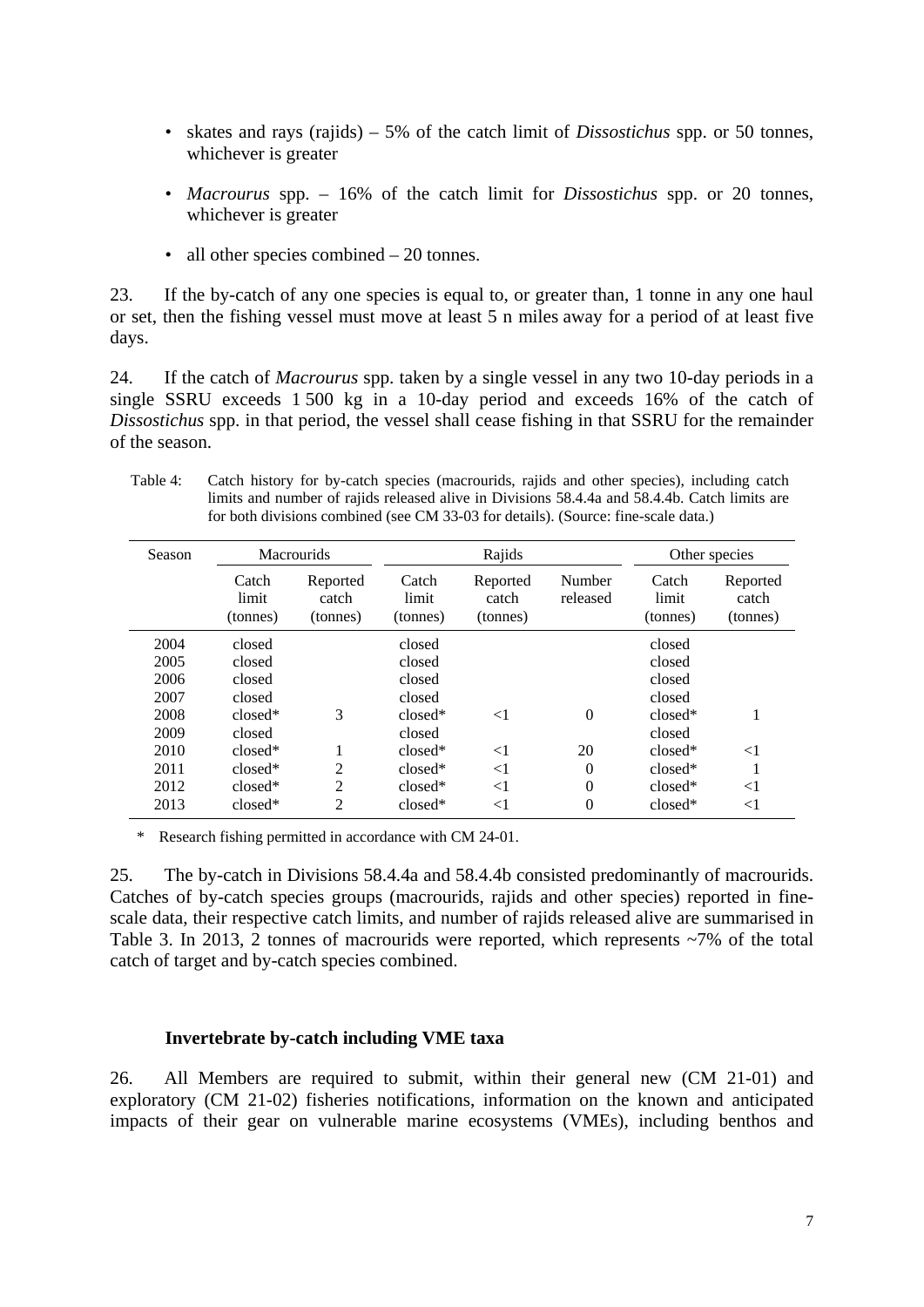- skates and rays (rajids) – 5% of the catch limit of *Dissostichus* spp. or 50 tonnes, whichever is greater
- *Macrourus* spp. – 16% of the catch limit for *Dissostichus* spp. or 20 tonnes, whichever is greater
- all other species combined – 20 tonnes.

23. If the by-catch of any one species is equal to, or greater than, 1 tonne in any one haul or set, then the fishing vessel must move at least 5 n miles away for a period of at least five days.

24. If the catch of *Macrourus* spp. taken by a single vessel in any two 10-day periods in a single SSRU exceeds 1 500 kg in a 10-day period and exceeds 16% of the catch of *Dissostichus* spp. in that period, the vessel shall cease fishing in that SSRU for the remainder of the season.

Table 4: Catch history for by-catch species (macrourids, rajids and other species), including catch limits and number of rajids released alive in Divisions 58.4.4a and 58.4.4b. Catch limits are for both divisions combined (see CM 33-03 for details). (Source: fine-scale data.)

| Season | Macrourids | | Rajids | | | Other species | |
|---|---|---|---|---|---|---|---|
| | Catch limit (tonnes) | Reported catch (tonnes) | Catch limit (tonnes) | Reported catch (tonnes) | Number released | Catch limit (tonnes) | Reported catch (tonnes) |
| 2004 | closed | | closed | | | closed | |
| 2005 | closed | | closed | | | closed | |
| 2006 | closed | | closed | | | closed | |
| 2007 | closed | | closed | | | closed | |
| 2008 | closed* | 3 | closed* | <1 | 0 | closed* | 1 |
| 2009 | closed | | closed | | | closed | |
| 2010 | closed* | 1 | closed* | <1 | 20 | closed* | <1 |
| 2011 | closed* | 2 | closed* | <1 | 0 | closed* | 1 |
| 2012 | closed* | 2 | closed* | <1 | 0 | closed* | <1 |
| 2013 | closed* | 2 | closed* | <1 | 0 | closed* | <1 |

\* Research fishing permitted in accordance with CM 24-01.

25. The by-catch in Divisions 58.4.4a and 58.4.4b consisted predominantly of macrourids. Catches of by-catch species groups (macrourids, rajids and other species) reported in fine-scale data, their respective catch limits, and number of rajids released alive are summarised in Table 3. In 2013, 2 tonnes of macrourids were reported, which represents ~7% of the total catch of target and by-catch species combined.

### Invertebrate by-catch including VME taxa

26. All Members are required to submit, within their general new (CM 21-01) and exploratory (CM 21-02) fisheries notifications, information on the known and anticipated impacts of their gear on vulnerable marine ecosystems (VMEs), including benthos and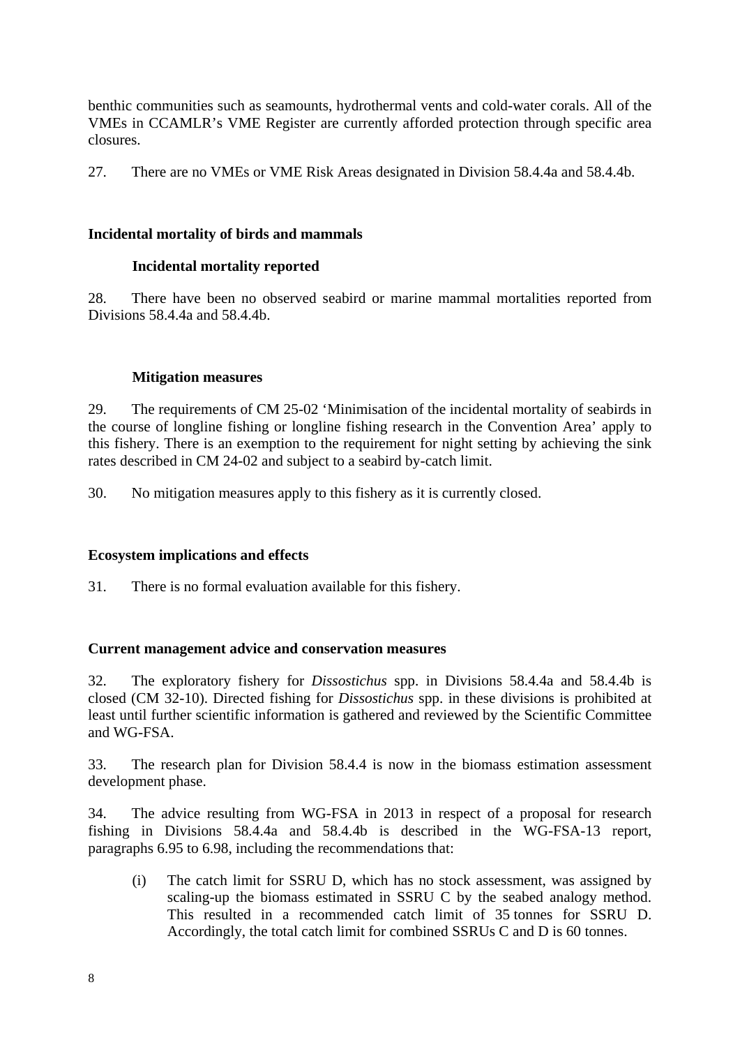benthic communities such as seamounts, hydrothermal vents and cold-water corals. All of the VMEs in CCAMLR's VME Register are currently afforded protection through specific area closures.

27. There are no VMEs or VME Risk Areas designated in Division 58.4.4a and 58.4.4b.

## Incidental mortality of birds and mammals

### Incidental mortality reported

28. There have been no observed seabird or marine mammal mortalities reported from Divisions 58.4.4a and 58.4.4b.

### Mitigation measures

29. The requirements of CM 25-02 'Minimisation of the incidental mortality of seabirds in the course of longline fishing or longline fishing research in the Convention Area' apply to this fishery. There is an exemption to the requirement for night setting by achieving the sink rates described in CM 24-02 and subject to a seabird by-catch limit.

30. No mitigation measures apply to this fishery as it is currently closed.

## Ecosystem implications and effects

31. There is no formal evaluation available for this fishery.

## Current management advice and conservation measures

32. The exploratory fishery for *Dissostichus* spp. in Divisions 58.4.4a and 58.4.4b is closed (CM 32-10). Directed fishing for *Dissostichus* spp. in these divisions is prohibited at least until further scientific information is gathered and reviewed by the Scientific Committee and WG-FSA.

33. The research plan for Division 58.4.4 is now in the biomass estimation assessment development phase.

34. The advice resulting from WG-FSA in 2013 in respect of a proposal for research fishing in Divisions 58.4.4a and 58.4.4b is described in the WG-FSA-13 report, paragraphs 6.95 to 6.98, including the recommendations that:

(i) The catch limit for SSRU D, which has no stock assessment, was assigned by scaling-up the biomass estimated in SSRU C by the seabed analogy method. This resulted in a recommended catch limit of 35 tonnes for SSRU D. Accordingly, the total catch limit for combined SSRUs C and D is 60 tonnes.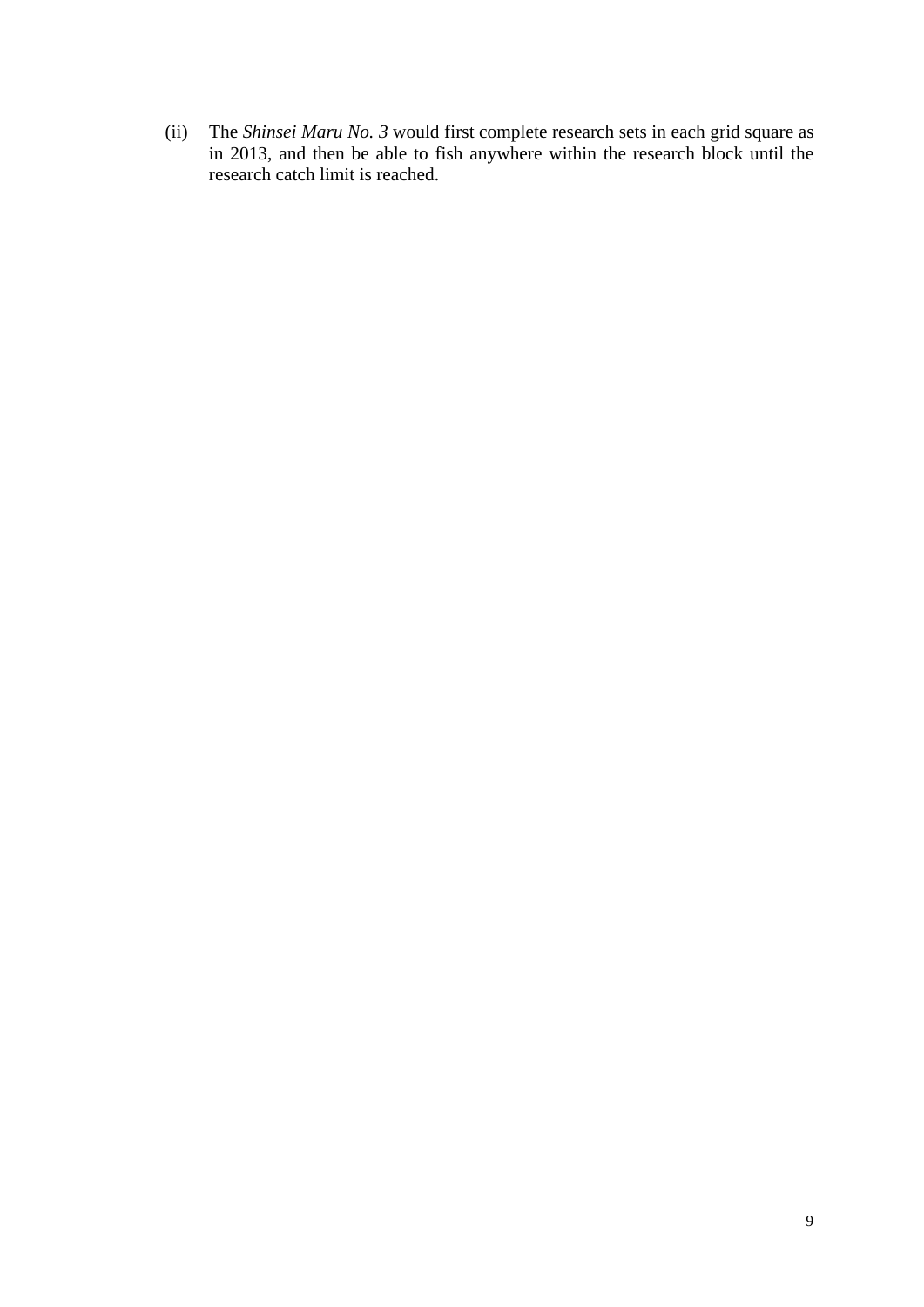(ii) The *Shinsei Maru No. 3* would first complete research sets in each grid square as in 2013, and then be able to fish anywhere within the research block until the research catch limit is reached.